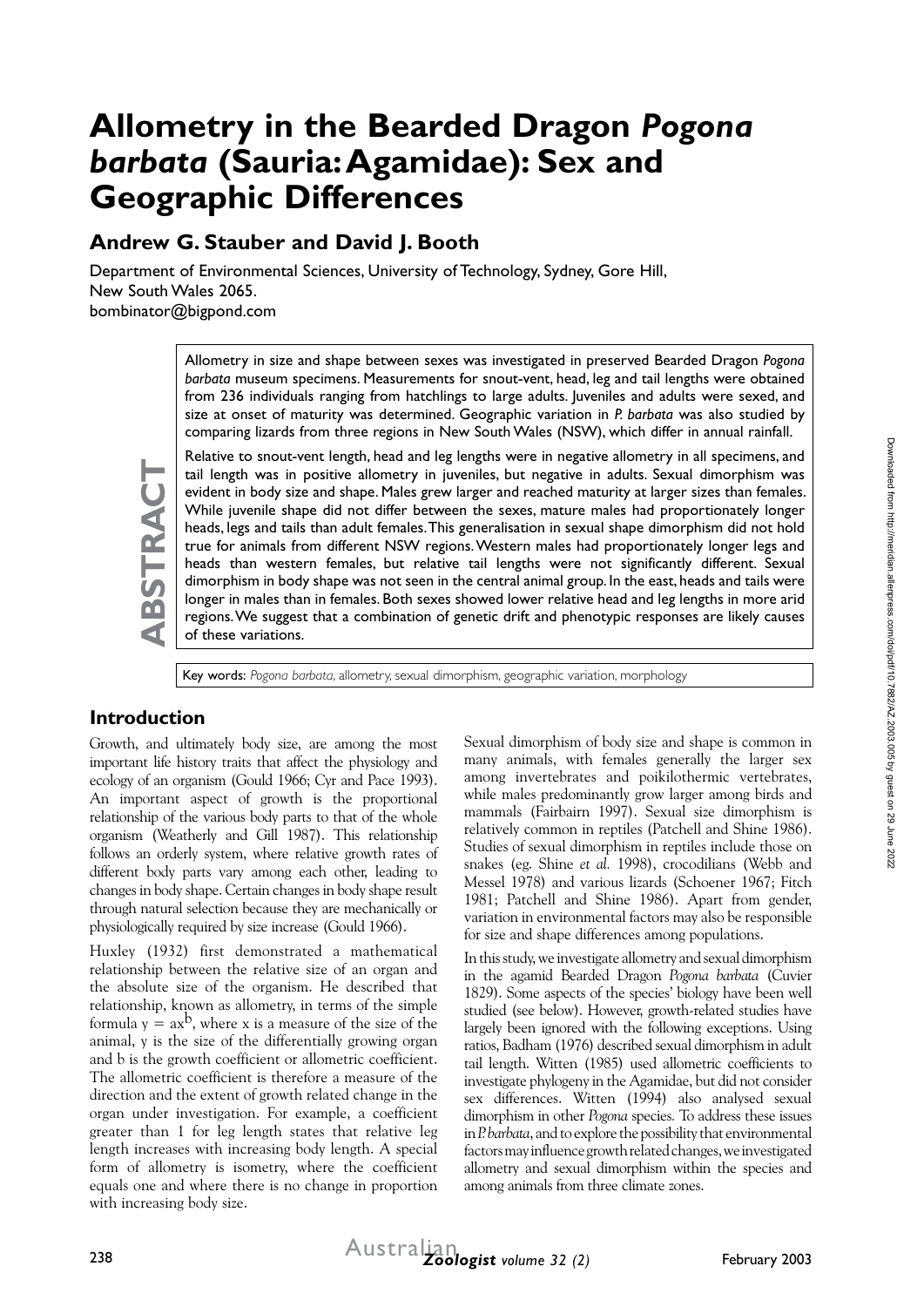# Allometry in the Bearded Dragon *Pogona barbata* (Sauria: Agamidae): Sex and Geographic Differences

## Andrew G. Stauber and David J. Booth

Department of Environmental Sciences, University of Technology, Sydney, Gore Hill, New South Wales 2065.
bombinator@bigpond.com

**ABSTRACT**

Allometry in size and shape between sexes was investigated in preserved Bearded Dragon *Pogona barbata* museum specimens. Measurements for snout-vent, head, leg and tail lengths were obtained from 236 individuals ranging from hatchlings to large adults. Juveniles and adults were sexed, and size at onset of maturity was determined. Geographic variation in *P. barbata* was also studied by comparing lizards from three regions in New South Wales (NSW), which differ in annual rainfall.

Relative to snout-vent length, head and leg lengths were in negative allometry in all specimens, and tail length was in positive allometry in juveniles, but negative in adults. Sexual dimorphism was evident in body size and shape. Males grew larger and reached maturity at larger sizes than females. While juvenile shape did not differ between the sexes, mature males had proportionately longer heads, legs and tails than adult females. This generalisation in sexual shape dimorphism did not hold true for animals from different NSW regions. Western males had proportionately longer legs and heads than western females, but relative tail lengths were not significantly different. Sexual dimorphism in body shape was not seen in the central animal group. In the east, heads and tails were longer in males than in females. Both sexes showed lower relative head and leg lengths in more arid regions. We suggest that a combination of genetic drift and phenotypic responses are likely causes of these variations.

Key words: *Pogona barbata*, allometry, sexual dimorphism, geographic variation, morphology

## Introduction

Growth, and ultimately body size, are among the most important life history traits that affect the physiology and ecology of an organism (Gould 1966; Cyr and Pace 1993). An important aspect of growth is the proportional relationship of the various body parts to that of the whole organism (Weatherly and Gill 1987). This relationship follows an orderly system, where relative growth rates of different body parts vary among each other, leading to changes in body shape. Certain changes in body shape result through natural selection because they are mechanically or physiologically required by size increase (Gould 1966).

Huxley (1932) first demonstrated a mathematical relationship between the relative size of an organ and the absolute size of the organism. He described that relationship, known as allometry, in terms of the simple formula $y = ax^b$, where x is a measure of the size of the animal, y is the size of the differentially growing organ and b is the growth coefficient or allometric coefficient. The allometric coefficient is therefore a measure of the direction and the extent of growth related change in the organ under investigation. For example, a coefficient greater than 1 for leg length states that relative leg length increases with increasing body length. A special form of allometry is isometry, where the coefficient equals one and where there is no change in proportion with increasing body size.

Sexual dimorphism of body size and shape is common in many animals, with females generally the larger sex among invertebrates and poikilothermic vertebrates, while males predominantly grow larger among birds and mammals (Fairbairn 1997). Sexual size dimorphism is relatively common in reptiles (Patchell and Shine 1986). Studies of sexual dimorphism in reptiles include those on snakes (eg. Shine *et al.* 1998), crocodilians (Webb and Messel 1978) and various lizards (Schoener 1967; Fitch 1981; Patchell and Shine 1986). Apart from gender, variation in environmental factors may also be responsible for size and shape differences among populations.

In this study, we investigate allometry and sexual dimorphism in the agamid Bearded Dragon *Pogona barbata* (Cuvier 1829). Some aspects of the species' biology have been well studied (see below). However, growth-related studies have largely been ignored with the following exceptions. Using ratios, Badham (1976) described sexual dimorphism in adult tail length. Witten (1985) used allometric coefficients to investigate phylogeny in the Agamidae, but did not consider sex differences. Witten (1994) also analysed sexual dimorphism in other *Pogona* species. To address these issues in *P. barbata*, and to explore the possibility that environmental factors may influence growth related changes, we investigated allometry and sexual dimorphism within the species and among animals from three climate zones.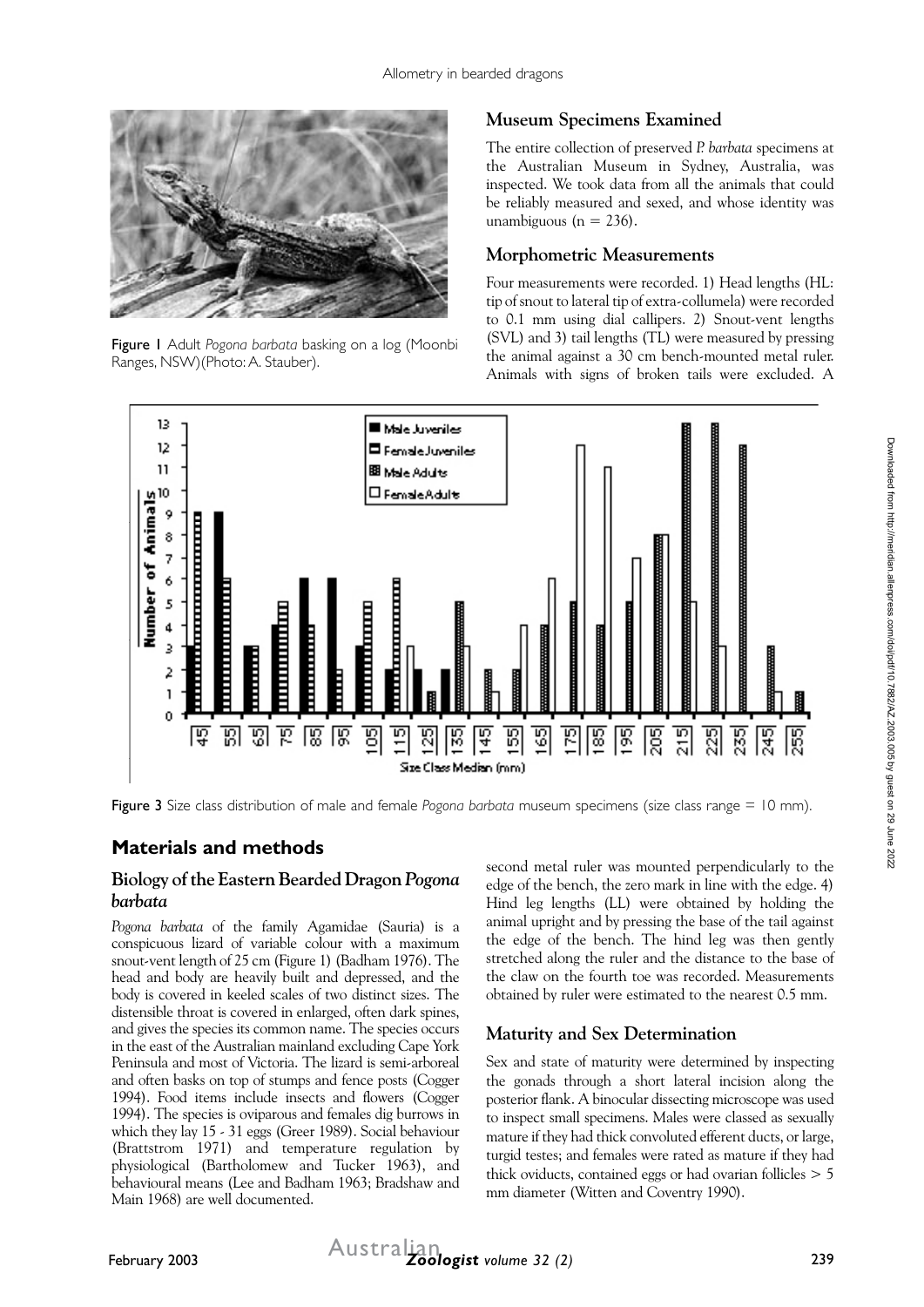Figure 1 Adult *Pogona barbata* basking on a log (Moonbi Ranges, NSW)(Photo: A. Stauber).

### Museum Specimens Examined

The entire collection of preserved *P. barbata* specimens at the Australian Museum in Sydney, Australia, was inspected. We took data from all the animals that could be reliably measured and sexed, and whose identity was unambiguous (n = 236).

### Morphometric Measurements

Four measurements were recorded. 1) Head lengths (HL: tip of snout to lateral tip of extra-collumela) were recorded to 0.1 mm using dial callipers. 2) Snout-vent lengths (SVL) and 3) tail lengths (TL) were measured by pressing the animal against a 30 cm bench-mounted metal ruler. Animals with signs of broken tails were excluded. A second metal ruler was mounted perpendicularly to the edge of the bench, the zero mark in line with the edge. 4) Hind leg lengths (LL) were obtained by holding the animal upright and by pressing the base of the tail against the edge of the bench. The hind leg was then gently stretched along the ruler and the distance to the base of the claw on the fourth toe was recorded. Measurements obtained by ruler were estimated to the nearest 0.5 mm.

Figure 3 Size class distribution of male and female *Pogona barbata* museum specimens (size class range = 10 mm).

## Materials and methods

### Biology of the Eastern Bearded Dragon *Pogona barbata*

*Pogona barbata* of the family Agamidae (Sauria) is a conspicuous lizard of variable colour with a maximum snout-vent length of 25 cm (Figure 1) (Badham 1976). The head and body are heavily built and depressed, and the body is covered in keeled scales of two distinct sizes. The distensible throat is covered in enlarged, often dark spines, and gives the species its common name. The species occurs in the east of the Australian mainland excluding Cape York Peninsula and most of Victoria. The lizard is semi-arboreal and often basks on top of stumps and fence posts (Cogger 1994). Food items include insects and flowers (Cogger 1994). The species is oviparous and females dig burrows in which they lay 15 - 31 eggs (Greer 1989). Social behaviour (Brattstrom 1971) and temperature regulation by physiological (Bartholomew and Tucker 1963), and behavioural means (Lee and Badham 1963; Bradshaw and Main 1968) are well documented.

### Maturity and Sex Determination

Sex and state of maturity were determined by inspecting the gonads through a short lateral incision along the posterior flank. A binocular dissecting microscope was used to inspect small specimens. Males were classed as sexually mature if they had thick convoluted efferent ducts, or large, turgid testes; and females were rated as mature if they had thick oviducts, contained eggs or had ovarian follicles > 5 mm diameter (Witten and Coventry 1990).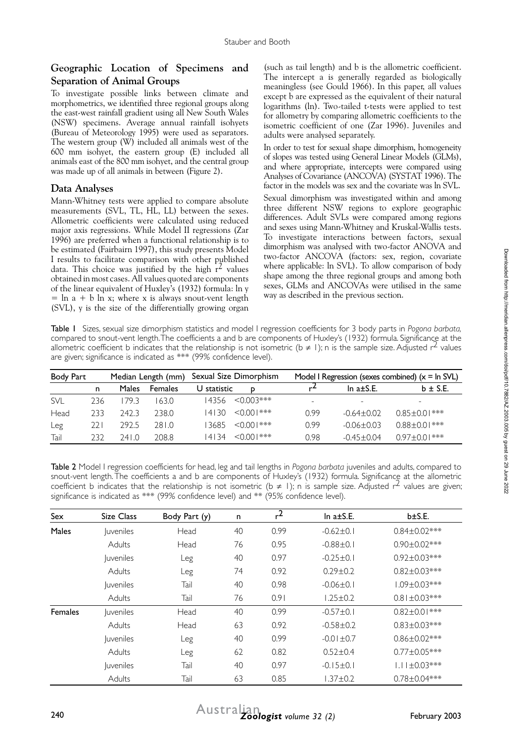## Geographic Location of Specimens and Separation of Animal Groups

To investigate possible links between climate and morphometrics, we identified three regional groups along the east-west rainfall gradient using all New South Wales (NSW) specimens. Average annual rainfall isohyets (Bureau of Meteorology 1995) were used as separators. The western group (W) included all animals west of the 600 mm isohyet, the eastern group (E) included all animals east of the 800 mm isohyet, and the central group was made up of all animals in between (Figure 2).

## Data Analyses

Mann-Whitney tests were applied to compare absolute measurements (SVL, TL, HL, LL) between the sexes. Allometric coefficients were calculated using reduced major axis regressions. While Model II regressions (Zar 1996) are preferred when a functional relationship is to be estimated (Fairbairn 1997), this study presents Model I results to facilitate comparison with other published data. This choice was justified by the high $r^2$ values obtained in most cases. All values quoted are components of the linear equivalent of Huxley's (1932) formula: $\ln y = \ln a + b \ln x$; where x is always snout-vent length (SVL), y is the size of the differentially growing organ (such as tail length) and b is the allometric coefficient. The intercept a is generally regarded as biologically meaningless (see Gould 1966). In this paper, all values except b are expressed as the equivalent of their natural logarithms (ln). Two-tailed t-tests were applied to test for allometry by comparing allometric coefficients to the isometric coefficient of one (Zar 1996). Juveniles and adults were analysed separately.

In order to test for sexual shape dimorphism, homogeneity of slopes was tested using General Linear Models (GLMs), and where appropriate, intercepts were compared using Analyses of Covariance (ANCOVA) (SYSTAT 1996). The factor in the models was sex and the covariate was ln SVL.

Sexual dimorphism was investigated within and among three different NSW regions to explore geographic differences. Adult SVLs were compared among regions and sexes using Mann-Whitney and Kruskal-Wallis tests. To investigate interactions between factors, sexual dimorphism was analysed with two-factor ANOVA and two-factor ANCOVA (factors: sex, region, covariate where applicable: ln SVL). To allow comparison of body shape among the three regional groups and among both sexes, GLMs and ANCOVAs were utilised in the same way as described in the previous section.

**Table 1** Sizes, sexual size dimorphism statistics and model I regression coefficients for 3 body parts in *Pogona barbata*, compared to snout-vent length. The coefficients a and b are components of Huxley's (1932) formula. Significance at the allometric coefficient b indicates that the relationship is not isometric ($b \neq 1$); n is the sample size. Adjusted $r^2$ values are given; significance is indicated as *** (99% confidence level).

| Body Part | | Median Length (mm) | | Sexual Size Dimorphism | | Model I Regression (sexes combined) (x = ln SVL) | | |
|---|---|---|---|---|---|---|---|---|
| | n | Males | Females | U statistic | p | $r^2$ | ln a±S.E. | b ± S.E. |
| SVL | 236 | 179.3 | 163.0 | 14356 | <0.003*** | - | - | - |
| Head | 233 | 242.3 | 238.0 | 14130 | <0.001*** | 0.99 | -0.64±0.02 | 0.85±0.01*** |
| Leg | 221 | 292.5 | 281.0 | 13685 | <0.001*** | 0.99 | -0.06±0.03 | 0.88±0.01*** |
| Tail | 232 | 241.0 | 208.8 | 14134 | <0.001*** | 0.98 | -0.45±0.04 | 0.97±0.01*** |

**Table 2** Model I regression coefficients for head, leg and tail lengths in *Pogona barbata* juveniles and adults, compared to snout-vent length. The coefficients a and b are components of Huxley's (1932) formula. Significance at the allometric coefficient b indicates that the relationship is not isometric ($b \neq 1$); n is sample size. Adjusted $r^2$ values are given; significance is indicated as *** (99% confidence level) and ** (95% confidence level).

| Sex | Size Class | Body Part (y) | n | $r^2$ | ln a±S.E. | b±S.E. |
|---|---|---|---|---|---|---|
| Males | Juveniles | Head | 40 | 0.99 | -0.62±0.1 | 0.84±0.02*** |
| | Adults | Head | 76 | 0.95 | -0.88±0.1 | 0.90±0.02*** |
| | Juveniles | Leg | 40 | 0.97 | -0.25±0.1 | 0.92±0.03*** |
| | Adults | Leg | 74 | 0.92 | 0.29±0.2 | 0.82±0.03*** |
| | Juveniles | Tail | 40 | 0.98 | -0.06±0.1 | 1.09±0.03*** |
| | Adults | Tail | 76 | 0.91 | 1.25±0.2 | 0.81±0.03*** |
| Females | Juveniles | Head | 40 | 0.99 | -0.57±0.1 | 0.82±0.01*** |
| | Adults | Head | 63 | 0.92 | -0.58±0.2 | 0.83±0.03*** |
| | Juveniles | Leg | 40 | 0.99 | -0.01±0.7 | 0.86±0.02*** |
| | Adults | Leg | 62 | 0.82 | 0.52±0.4 | 0.77±0.05*** |
| | Juveniles | Tail | 40 | 0.97 | -0.15±0.1 | 1.11±0.03*** |
| | Adults | Tail | 63 | 0.85 | 1.37±0.2 | 0.78±0.04*** |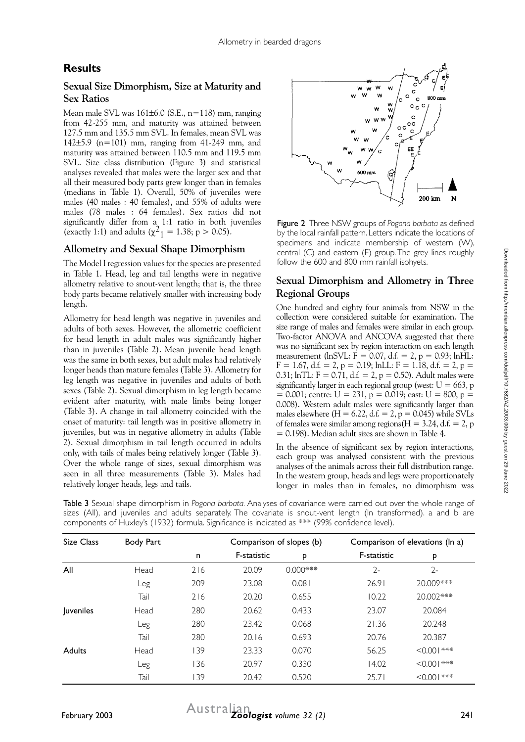## Results

### Sexual Size Dimorphism, Size at Maturity and Sex Ratios

Mean male SVL was 161±6.0 (S.E., n=118) mm, ranging from 42-255 mm, and maturity was attained between 127.5 mm and 135.5 mm SVL. In females, mean SVL was 142±5.9 (n=101) mm, ranging from 41-249 mm, and maturity was attained between 110.5 mm and 119.5 mm SVL. Size class distribution (Figure 3) and statistical analyses revealed that males were the larger sex and that all their measured body parts grew longer than in females (medians in Table 1). Overall, 50% of juveniles were males (40 males : 40 females), and 55% of adults were males (78 males : 64 females). Sex ratios did not significantly differ from a 1:1 ratio in both juveniles (exactly 1:1) and adults ($\chi^2_1 = 1.38$; $p > 0.05$).

### Allometry and Sexual Shape Dimorphism

The Model I regression values for the species are presented in Table 1. Head, leg and tail lengths were in negative allometry relative to snout-vent length; that is, the three body parts became relatively smaller with increasing body length.

Allometry for head length was negative in juveniles and adults of both sexes. However, the allometric coefficient for head length in adult males was significantly higher than in juveniles (Table 2). Mean juvenile head length was the same in both sexes, but adult males had relatively longer heads than mature females (Table 3). Allometry for leg length was negative in juveniles and adults of both sexes (Table 2). Sexual dimorphism in leg length became evident after maturity, with male limbs being longer (Table 3). A change in tail allometry coincided with the onset of maturity: tail length was in positive allometry in juveniles, but was in negative allometry in adults (Table 2). Sexual dimorphism in tail length occurred in adults only, with tails of males being relatively longer (Table 3). Over the whole range of sizes, sexual dimorphism was seen in all three measurements (Table 3). Males had relatively longer heads, legs and tails.

**Figure 2** Three NSW groups of *Pogona barbata* as defined by the local rainfall pattern. Letters indicate the locations of specimens and indicate membership of western (W), central (C) and eastern (E) group. The grey lines roughly follow the 600 and 800 mm rainfall isohyets.

### Sexual Dimorphism and Allometry in Three Regional Groups

One hundred and eighty four animals from NSW in the collection were considered suitable for examination. The size range of males and females were similar in each group. Two-factor ANOVA and ANCOVA suggested that there was no significant sex by region interaction on each length measurement (lnSVL: $F = 0.07$, d.f. $= 2$, $p = 0.93$; lnHL: $F = 1.67$, d.f. $= 2$, $p = 0.19$; lnLL: $F = 1.18$, d.f. $= 2$, $p = 0.31$; lnTL: $F = 0.71$, d.f. $= 2$, $p = 0.50$). Adult males were significantly larger in each regional group (west: $U = 663$, $p = 0.001$; centre: $U = 231$, $p = 0.019$; east: $U = 800$, $p = 0.008$). Western adult males were significantly larger than males elsewhere ($H = 6.22$, d.f. $= 2$, $p = 0.045$) while SVLs of females were similar among regions($H = 3.24$, d.f. $= 2$, $p = 0.198$). Median adult sizes are shown in Table 4.

In the absence of significant sex by region interactions, each group was analysed consistent with the previous analyses of the animals across their full distribution range. In the western group, heads and legs were proportionately longer in males than in females, no dimorphism was

**Table 3** Sexual shape dimorphism in *Pogona barbata*. Analyses of covariance were carried out over the whole range of sizes (All), and juveniles and adults separately. The covariate is snout-vent length (ln transformed). a and b are components of Huxley's (1932) formula. Significance is indicated as *** (99% confidence level).

| Size Class | Body Part | | Comparison of slopes (b) | | Comparison of elevations (ln a) | |
|---|---|---|---|---|---|---|
| | | n | F-statistic | p | F-statistic | p |
| **All** | Head | 216 | 20.09 | 0.000*** | 2- | 2- |
| | Leg | 209 | 23.08 | 0.081 | 26.91 | 20.009*** |
| | Tail | 216 | 20.20 | 0.655 | 10.22 | 20.002*** |
| **Juveniles** | Head | 280 | 20.62 | 0.433 | 23.07 | 20.084 |
| | Leg | 280 | 23.42 | 0.068 | 21.36 | 20.248 |
| | Tail | 280 | 20.16 | 0.693 | 20.76 | 20.387 |
| **Adults** | Head | 139 | 23.33 | 0.070 | 56.25 | <0.001*** |
| | Leg | 136 | 20.97 | 0.330 | 14.02 | <0.001*** |
| | Tail | 139 | 20.42 | 0.520 | 25.71 | <0.001*** |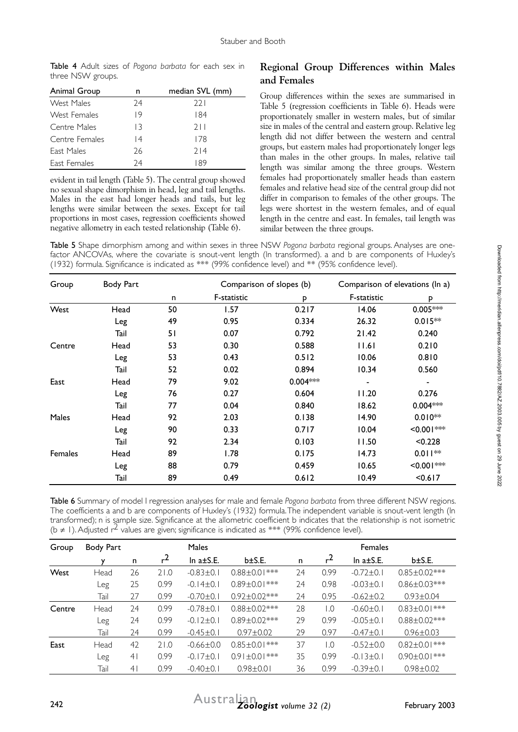**Table 4** Adult sizes of *Pogona barbata* for each sex in three NSW groups.

| Animal Group | n | median SVL (mm) |
|---|---|---|
| West Males | 24 | 221 |
| West Females | 19 | 184 |
| Centre Males | 13 | 211 |
| Centre Females | 14 | 178 |
| East Males | 26 | 214 |
| East Females | 24 | 189 |

evident in tail length (Table 5). The central group showed no sexual shape dimorphism in head, leg and tail lengths. Males in the east had longer heads and tails, but leg lengths were similar between the sexes. Except for tail proportions in most cases, regression coefficients showed negative allometry in each tested relationship (Table 6).

## Regional Group Differences within Males and Females

Group differences within the sexes are summarised in Table 5 (regression coefficients in Table 6). Heads were proportionately smaller in western males, but of similar size in males of the central and eastern group. Relative leg length did not differ between the western and central groups, but eastern males had proportionately longer legs than males in the other groups. In males, relative tail length was similar among the three groups. Western females had proportionately smaller heads than eastern females and relative head size of the central group did not differ in comparison to females of the other groups. The legs were shortest in the western females, and of equal length in the centre and east. In females, tail length was similar between the three groups.

**Table 5** Shape dimorphism among and within sexes in three NSW *Pogona barbata* regional groups. Analyses are one-factor ANCOVAs, where the covariate is snout-vent length (ln transformed). a and b are components of Huxley's (1932) formula. Significance is indicated as *** (99% confidence level) and ** (95% confidence level).

| Group | Body Part | | Comparison of slopes (b) | | Comparison of elevations (ln a) | |
|---|---|---|---|---|---|---|
| | | n | F-statistic | p | F-statistic | p |
| West | Head | 50 | 1.57 | 0.217 | 14.06 | 0.005*** |
| | Leg | 49 | 0.95 | 0.334 | 26.32 | 0.015** |
| | Tail | 51 | 0.07 | 0.792 | 21.42 | 0.240 |
| Centre | Head | 53 | 0.30 | 0.588 | 11.61 | 0.210 |
| | Leg | 53 | 0.43 | 0.512 | 10.06 | 0.810 |
| | Tail | 52 | 0.02 | 0.894 | 10.34 | 0.560 |
| East | Head | 79 | 9.02 | 0.004*** | - | - |
| | Leg | 76 | 0.27 | 0.604 | 11.20 | 0.276 |
| | Tail | 77 | 0.04 | 0.840 | 18.62 | 0.004*** |
| Males | Head | 92 | 2.03 | 0.138 | 14.90 | 0.010** |
| | Leg | 90 | 0.33 | 0.717 | 10.04 | <0.001*** |
| | Tail | 92 | 2.34 | 0.103 | 11.50 | <0.228 |
| Females | Head | 89 | 1.78 | 0.175 | 14.73 | 0.011** |
| | Leg | 88 | 0.79 | 0.459 | 10.65 | <0.001*** |
| | Tail | 89 | 0.49 | 0.612 | 10.49 | <0.617 |

**Table 6** Summary of model I regression analyses for male and female *Pogona barbata* from three different NSW regions. The coefficients a and b are components of Huxley's (1932) formula. The independent variable is snout-vent length (ln transformed); n is sample size. Significance at the allometric coefficient b indicates that the relationship is not isometric ($b \neq 1$). Adjusted $r^2$ values are given; significance is indicated as *** (99% confidence level).

| Group | Body Part | | Males | | | | Females | | |
|---|---|---|---|---|---|---|---|---|---|
| | y | n | $r^2$ | ln a±S.E. | b±S.E. | n | $r^2$ | ln a±S.E. | b±S.E. |
| West | Head | 26 | 21.0 | -0.83±0.1 | 0.88±0.01*** | 24 | 0.99 | -0.72±0.1 | 0.85±0.02*** |
| | Leg | 25 | 0.99 | -0.14±0.1 | 0.89±0.01*** | 24 | 0.98 | -0.03±0.1 | 0.86±0.03*** |
| | Tail | 27 | 0.99 | -0.70±0.1 | 0.92±0.02*** | 24 | 0.95 | -0.62±0.2 | 0.93±0.04 |
| Centre | Head | 24 | 0.99 | -0.78±0.1 | 0.88±0.02*** | 28 | 1.0 | -0.60±0.1 | 0.83±0.01*** |
| | Leg | 24 | 0.99 | -0.12±0.1 | 0.89±0.02*** | 29 | 0.99 | -0.05±0.1 | 0.88±0.02*** |
| | Tail | 24 | 0.99 | -0.45±0.1 | 0.97±0.02 | 29 | 0.97 | -0.47±0.1 | 0.96±0.03 |
| East | Head | 42 | 21.0 | -0.66±0.0 | 0.85±0.01*** | 37 | 1.0 | -0.52±0.0 | 0.82±0.01*** |
| | Leg | 41 | 0.99 | -0.17±0.1 | 0.91±0.01*** | 35 | 0.99 | -0.13±0.1 | 0.90±0.01*** |
| | Tail | 41 | 0.99 | -0.40±0.1 | 0.98±0.01 | 36 | 0.99 | -0.39±0.1 | 0.98±0.02 |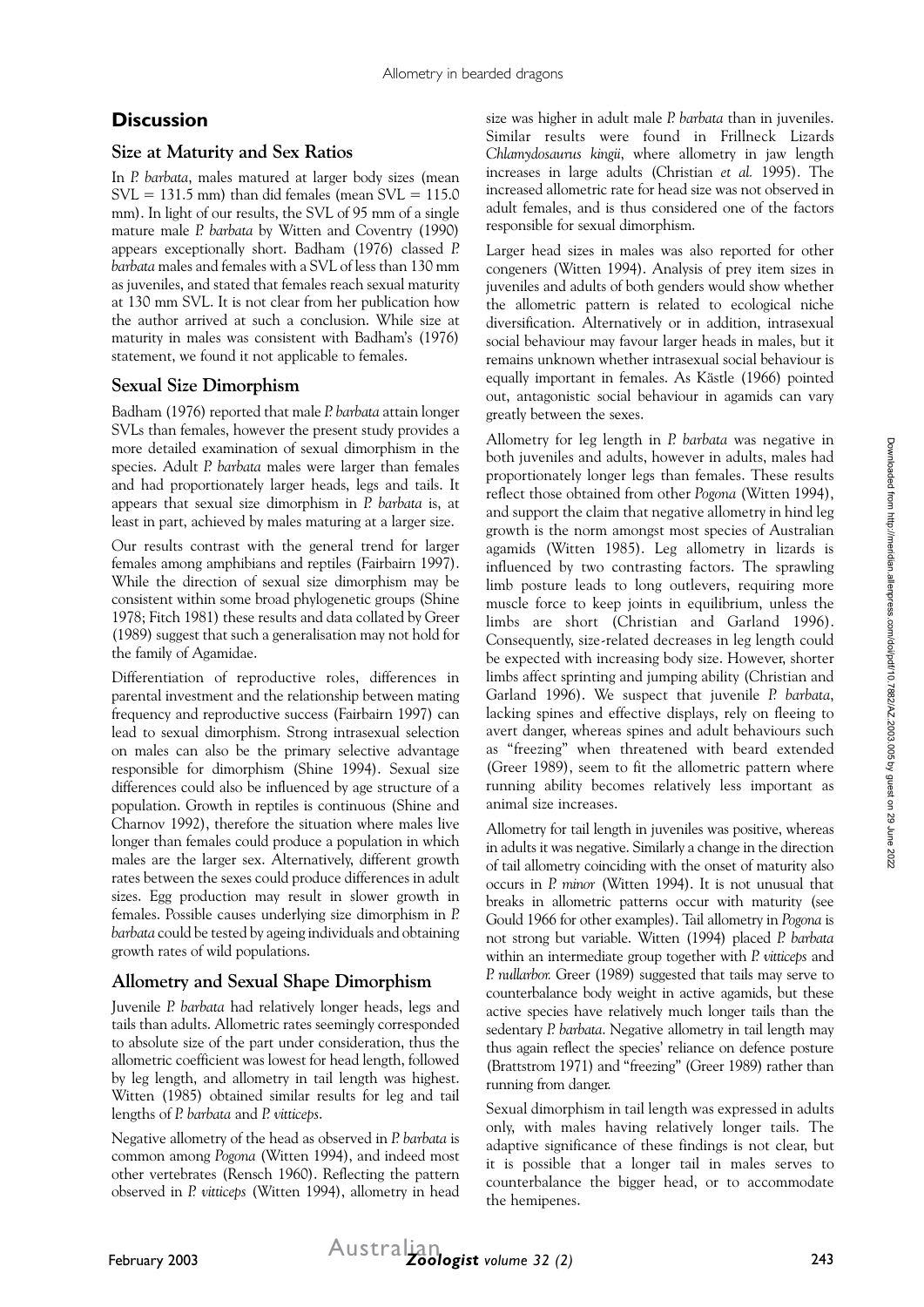## Discussion

### Size at Maturity and Sex Ratios

In *P. barbata*, males matured at larger body sizes (mean SVL = 131.5 mm) than did females (mean SVL = 115.0 mm). In light of our results, the SVL of 95 mm of a single mature male *P. barbata* by Witten and Coventry (1990) appears exceptionally short. Badham (1976) classed *P. barbata* males and females with a SVL of less than 130 mm as juveniles, and stated that females reach sexual maturity at 130 mm SVL. It is not clear from her publication how the author arrived at such a conclusion. While size at maturity in males was consistent with Badham's (1976) statement, we found it not applicable to females.

### Sexual Size Dimorphism

Badham (1976) reported that male *P. barbata* attain longer SVLs than females, however the present study provides a more detailed examination of sexual dimorphism in the species. Adult *P. barbata* males were larger than females and had proportionately larger heads, legs and tails. It appears that sexual size dimorphism in *P. barbata* is, at least in part, achieved by males maturing at a larger size.

Our results contrast with the general trend for larger females among amphibians and reptiles (Fairbairn 1997). While the direction of sexual size dimorphism may be consistent within some broad phylogenetic groups (Shine 1978; Fitch 1981) these results and data collated by Greer (1989) suggest that such a generalisation may not hold for the family of Agamidae.

Differentiation of reproductive roles, differences in parental investment and the relationship between mating frequency and reproductive success (Fairbairn 1997) can lead to sexual dimorphism. Strong intrasexual selection on males can also be the primary selective advantage responsible for dimorphism (Shine 1994). Sexual size differences could also be influenced by age structure of a population. Growth in reptiles is continuous (Shine and Charnov 1992), therefore the situation where males live longer than females could produce a population in which males are the larger sex. Alternatively, different growth rates between the sexes could produce differences in adult sizes. Egg production may result in slower growth in females. Possible causes underlying size dimorphism in *P. barbata* could be tested by ageing individuals and obtaining growth rates of wild populations.

### Allometry and Sexual Shape Dimorphism

Juvenile *P. barbata* had relatively longer heads, legs and tails than adults. Allometric rates seemingly corresponded to absolute size of the part under consideration, thus the allometric coefficient was lowest for head length, followed by leg length, and allometry in tail length was highest. Witten (1985) obtained similar results for leg and tail lengths of *P. barbata* and *P. vitticeps*.

Negative allometry of the head as observed in *P. barbata* is common among *Pogona* (Witten 1994), and indeed most other vertebrates (Rensch 1960). Reflecting the pattern observed in *P. vitticeps* (Witten 1994), allometry in head size was higher in adult male *P. barbata* than in juveniles. Similar results were found in Frillneck Lizards *Chlamydosaurus kingii*, where allometry in jaw length increases in large adults (Christian *et al.* 1995). The increased allometric rate for head size was not observed in adult females, and is thus considered one of the factors responsible for sexual dimorphism.

Larger head sizes in males was also reported for other congeners (Witten 1994). Analysis of prey item sizes in juveniles and adults of both genders would show whether the allometric pattern is related to ecological niche diversification. Alternatively or in addition, intrasexual social behaviour may favour larger heads in males, but it remains unknown whether intrasexual social behaviour is equally important in females. As Kästle (1966) pointed out, antagonistic social behaviour in agamids can vary greatly between the sexes.

Allometry for leg length in *P. barbata* was negative in both juveniles and adults, however in adults, males had proportionately longer legs than females. These results reflect those obtained from other *Pogona* (Witten 1994), and support the claim that negative allometry in hind leg growth is the norm amongst most species of Australian agamids (Witten 1985). Leg allometry in lizards is influenced by two contrasting factors. The sprawling limb posture leads to long outlevers, requiring more muscle force to keep joints in equilibrium, unless the limbs are short (Christian and Garland 1996). Consequently, size-related decreases in leg length could be expected with increasing body size. However, shorter limbs affect sprinting and jumping ability (Christian and Garland 1996). We suspect that juvenile *P. barbata*, lacking spines and effective displays, rely on fleeing to avert danger, whereas spines and adult behaviours such as "freezing" when threatened with beard extended (Greer 1989), seem to fit the allometric pattern where running ability becomes relatively less important as animal size increases.

Allometry for tail length in juveniles was positive, whereas in adults it was negative. Similarly a change in the direction of tail allometry coinciding with the onset of maturity also occurs in *P. minor* (Witten 1994). It is not unusual that breaks in allometric patterns occur with maturity (see Gould 1966 for other examples). Tail allometry in *Pogona* is not strong but variable. Witten (1994) placed *P. barbata* within an intermediate group together with *P. vitticeps* and *P. nullarbor.* Greer (1989) suggested that tails may serve to counterbalance body weight in active agamids, but these active species have relatively much longer tails than the sedentary *P. barbata*. Negative allometry in tail length may thus again reflect the species' reliance on defence posture (Brattstrom 1971) and "freezing" (Greer 1989) rather than running from danger.

Sexual dimorphism in tail length was expressed in adults only, with males having relatively longer tails. The adaptive significance of these findings is not clear, but it is possible that a longer tail in males serves to counterbalance the bigger head, or to accommodate the hemipenes.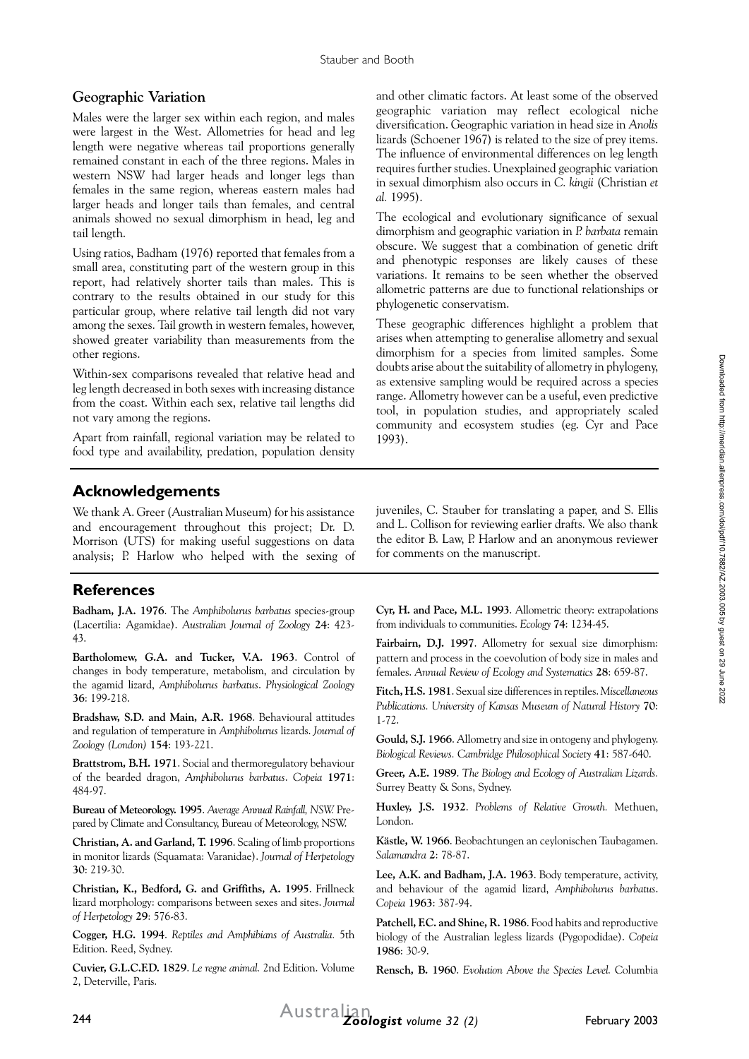### Geographic Variation

Males were the larger sex within each region, and males were largest in the West. Allometries for head and leg length were negative whereas tail proportions generally remained constant in each of the three regions. Males in western NSW had larger heads and longer legs than females in the same region, whereas eastern males had larger heads and longer tails than females, and central animals showed no sexual dimorphism in head, leg and tail length.

Using ratios, Badham (1976) reported that females from a small area, constituting part of the western group in this report, had relatively shorter tails than males. This is contrary to the results obtained in our study for this particular group, where relative tail length did not vary among the sexes. Tail growth in western females, however, showed greater variability than measurements from the other regions.

Within-sex comparisons revealed that relative head and leg length decreased in both sexes with increasing distance from the coast. Within each sex, relative tail lengths did not vary among the regions.

Apart from rainfall, regional variation may be related to food type and availability, predation, population density and other climatic factors. At least some of the observed geographic variation may reflect ecological niche diversification. Geographic variation in head size in *Anolis* lizards (Schoener 1967) is related to the size of prey items. The influence of environmental differences on leg length requires further studies. Unexplained geographic variation in sexual dimorphism also occurs in *C. kingii* (Christian *et al.* 1995).

The ecological and evolutionary significance of sexual dimorphism and geographic variation in *P. barbata* remain obscure. We suggest that a combination of genetic drift and phenotypic responses are likely causes of these variations. It remains to be seen whether the observed allometric patterns are due to functional relationships or phylogenetic conservatism.

These geographic differences highlight a problem that arises when attempting to generalise allometry and sexual dimorphism for a species from limited samples. Some doubts arise about the suitability of allometry in phylogeny, as extensive sampling would be required across a species range. Allometry however can be a useful, even predictive tool, in population studies, and appropriately scaled community and ecosystem studies (eg. Cyr and Pace 1993).

## Acknowledgements

We thank A. Greer (Australian Museum) for his assistance and encouragement throughout this project; Dr. D. Morrison (UTS) for making useful suggestions on data analysis; P. Harlow who helped with the sexing of juveniles, C. Stauber for translating a paper, and S. Ellis and L. Collison for reviewing earlier drafts. We also thank the editor B. Law, P. Harlow and an anonymous reviewer for comments on the manuscript.

## References

**Badham, J.A. 1976**. The *Amphibolurus barbatus* species-group (Lacertilia: Agamidae). *Australian Journal of Zoology* **24**: 423-43.

**Bartholomew, G.A. and Tucker, V.A. 1963**. Control of changes in body temperature, metabolism, and circulation by the agamid lizard, *Amphibolurus barbatus*. *Physiological Zoology* **36**: 199-218.

**Bradshaw, S.D. and Main, A.R. 1968**. Behavioural attitudes and regulation of temperature in *Amphibolurus* lizards. *Journal of Zoology (London)* **154**: 193-221.

**Brattstrom, B.H. 1971**. Social and thermoregulatory behaviour of the bearded dragon, *Amphibolurus barbatus*. *Copeia* **1971**: 484-97.

**Bureau of Meteorology. 1995**. *Average Annual Rainfall, NSW.* Prepared by Climate and Consultancy, Bureau of Meteorology, NSW.

**Christian, A. and Garland, T. 1996**. Scaling of limb proportions in monitor lizards (Squamata: Varanidae). *Journal of Herpetology* **30**: 219-30.

**Christian, K., Bedford, G. and Griffiths, A. 1995**. Frillneck lizard morphology: comparisons between sexes and sites. *Journal of Herpetology* **29**: 576-83.

**Cogger, H.G. 1994**. *Reptiles and Amphibians of Australia.* 5th Edition. Reed, Sydney.

**Cuvier, G.L.C.F.D. 1829**. *Le regne animal.* 2nd Edition. Volume 2, Deterville, Paris.

**Cyr, H. and Pace, M.L. 1993**. Allometric theory: extrapolations from individuals to communities. *Ecology* **74**: 1234-45.

**Fairbairn, D.J. 1997**. Allometry for sexual size dimorphism: pattern and process in the coevolution of body size in males and females. *Annual Review of Ecology and Systematics* **28**: 659-87.

**Fitch, H.S. 1981**. Sexual size differences in reptiles. *Miscellaneous Publications. University of Kansas Museum of Natural History* **70**: 1-72.

**Gould, S.J. 1966**. Allometry and size in ontogeny and phylogeny. *Biological Reviews. Cambridge Philosophical Society* **41**: 587-640.

**Greer, A.E. 1989**. *The Biology and Ecology of Australian Lizards.* Surrey Beatty & Sons, Sydney.

**Huxley, J.S. 1932**. *Problems of Relative Growth.* Methuen, London.

**Kästle, W. 1966**. Beobachtungen an ceylonischen Taubagamen. *Salamandra* **2**: 78-87.

**Lee, A.K. and Badham, J.A. 1963**. Body temperature, activity, and behaviour of the agamid lizard, *Amphibolurus barbatus*. *Copeia* **1963**: 387-94.

**Patchell, F.C. and Shine, R. 1986**. Food habits and reproductive biology of the Australian legless lizards (Pygopodidae). *Copeia* **1986**: 30-9.

**Rensch, B. 1960**. *Evolution Above the Species Level.* Columbia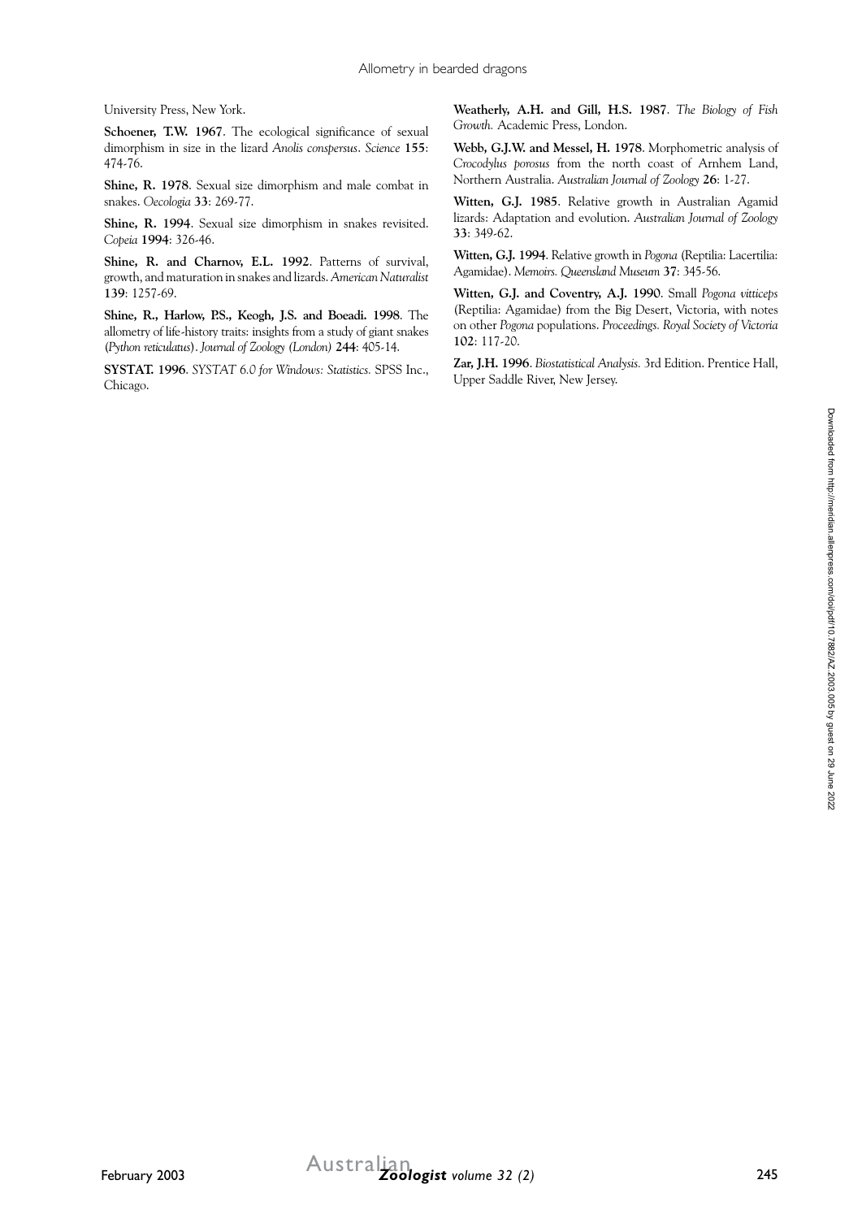University Press, New York.

**Schoener, T.W. 1967**. The ecological significance of sexual dimorphism in size in the lizard *Anolis conspersus*. *Science* **155**: 474-76.

**Shine, R. 1978**. Sexual size dimorphism and male combat in snakes. *Oecologia* **33**: 269-77.

**Shine, R. 1994**. Sexual size dimorphism in snakes revisited. *Copeia* **1994**: 326-46.

**Shine, R. and Charnov, E.L. 1992**. Patterns of survival, growth, and maturation in snakes and lizards. *American Naturalist* **139**: 1257-69.

**Shine, R., Harlow, P.S., Keogh, J.S. and Boeadi. 1998**. The allometry of life-history traits: insights from a study of giant snakes (*Python reticulatus*). *Journal of Zoology (London)* **244**: 405-14.

**SYSTAT. 1996**. *SYSTAT 6.0 for Windows: Statistics.* SPSS Inc., Chicago.

**Weatherly, A.H. and Gill, H.S. 1987**. *The Biology of Fish Growth.* Academic Press, London.

**Webb, G.J.W. and Messel, H. 1978**. Morphometric analysis of *Crocodylus porosus* from the north coast of Arnhem Land, Northern Australia. *Australian Journal of Zoology* **26**: 1-27.

**Witten, G.J. 1985**. Relative growth in Australian Agamid lizards: Adaptation and evolution. *Australian Journal of Zoology* **33**: 349-62.

**Witten, G.J. 1994**. Relative growth in *Pogona* (Reptilia: Lacertilia: Agamidae). *Memoirs. Queensland Museum* **37**: 345-56.

**Witten, G.J. and Coventry, A.J. 1990**. Small *Pogona vitticeps* (Reptilia: Agamidae) from the Big Desert, Victoria, with notes on other *Pogona* populations. *Proceedings. Royal Society of Victoria* **102**: 117-20.

**Zar, J.H. 1996**. *Biostatistical Analysis.* 3rd Edition. Prentice Hall, Upper Saddle River, New Jersey.